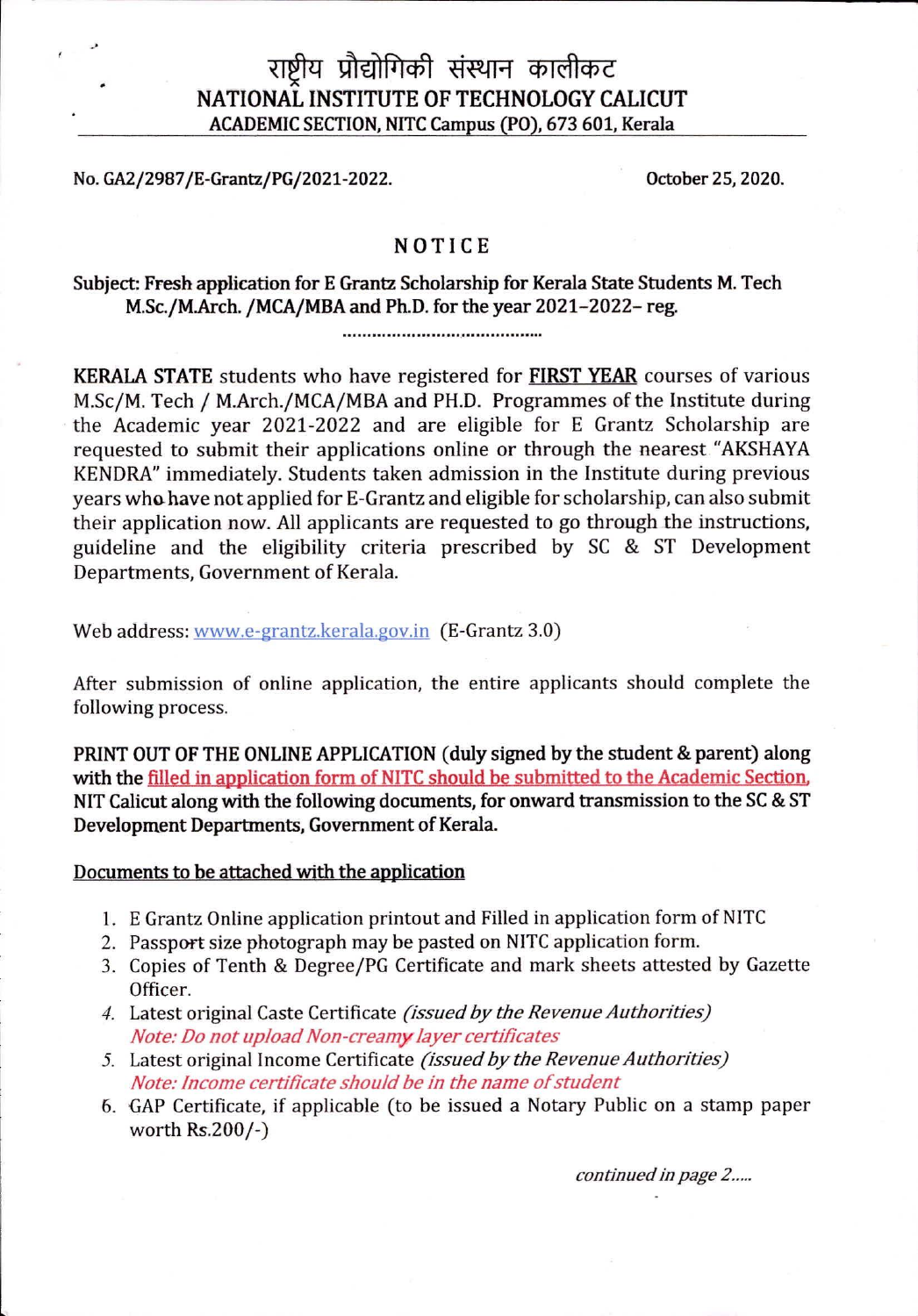# राष्ट्रीय प्रौद्योगिकी संस्थान कालीकट
## NATIONAL INSTITUTE OF TECHNOLOGY CALICUT
### ACADEMIC SECTION, NITC Campus (PO), 673 601, Kerala

No. GA2/2987/E-Grantz/PG/2021-2022. October 25, 2020.

## NOTICE

**Subject: Fresh application for E Grantz Scholarship for Kerala State Students M. Tech M.Sc./M.Arch. /MCA/MBA and Ph.D. for the year 2021-2022– reg.**

.........................................

**KERALA STATE** students who have registered for **FIRST YEAR** courses of various M.Sc/M. Tech / M.Arch./MCA/MBA and PH.D. Programmes of the Institute during the Academic year 2021-2022 and are eligible for E Grantz Scholarship are requested to submit their applications online or through the nearest "AKSHAYA KENDRA" immediately. Students taken admission in the Institute during previous years who have not applied for E-Grantz and eligible for scholarship, can also submit their application now. All applicants are requested to go through the instructions, guideline and the eligibility criteria prescribed by SC & ST Development Departments, Government of Kerala.

Web address: www.e-grantz.kerala.gov.in (E-Grantz 3.0)

After submission of online application, the entire applicants should complete the following process.

**PRINT OUT OF THE ONLINE APPLICATION (duly signed by the student & parent) along with the filled in application form of NITC should be submitted to the Academic Section, NIT Calicut along with the following documents, for onward transmission to the SC & ST Development Departments, Government of Kerala.**

**Documents to be attached with the application**

1. E Grantz Online application printout and Filled in application form of NITC
2. Passport size photograph may be pasted on NITC application form.
3. Copies of Tenth & Degree/PG Certificate and mark sheets attested by Gazette Officer.
4. Latest original Caste Certificate *(issued by the Revenue Authorities)*
   *Note: Do not upload Non-creamy layer certificates*
5. Latest original Income Certificate *(issued by the Revenue Authorities)*
   *Note: Income certificate should be in the name of student*
6. GAP Certificate, if applicable (to be issued a Notary Public on a stamp paper worth Rs.200/-)

*continued in page 2.....*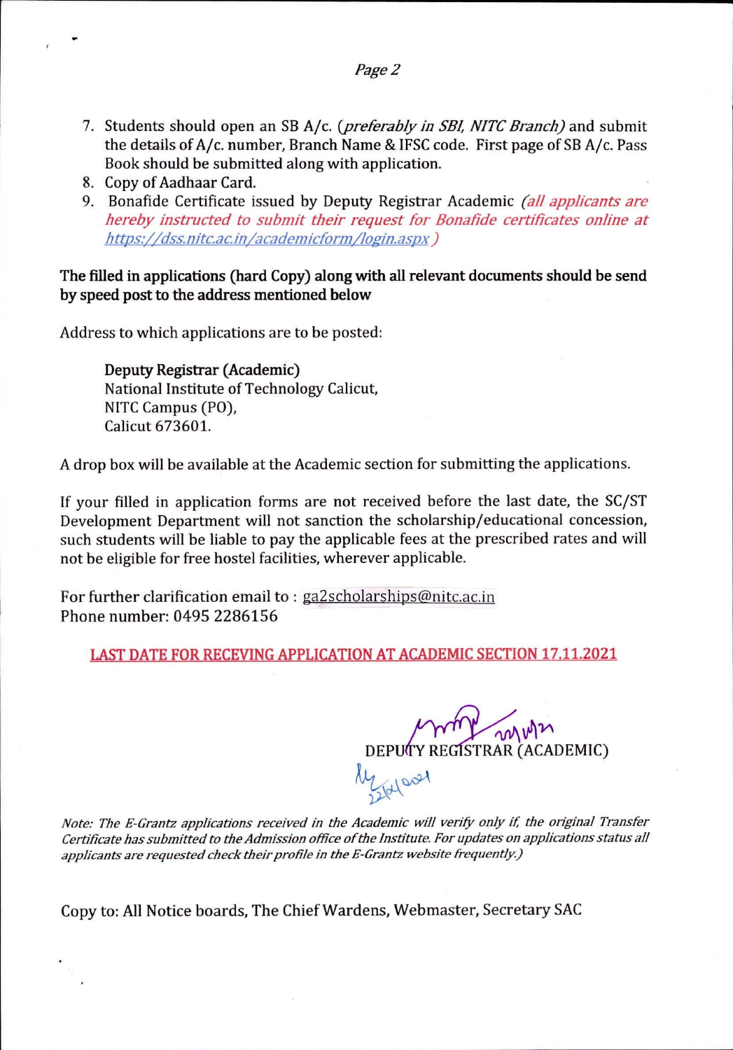7. Students should open an SB A/c. (*preferably in SBI, NITC Branch*) and submit the details of A/c. number, Branch Name & IFSC code. First page of SB A/c. Pass Book should be submitted along with application.
8. Copy of Aadhaar Card.
9. Bonafide Certificate issued by Deputy Registrar Academic (*all applicants are hereby instructed to submit their request for Bonafide certificates online at https://dss.nitc.ac.in/academicform/login.aspx*)

**The filled in applications (hard Copy) along with all relevant documents should be send by speed post to the address mentioned below**

Address to which applications are to be posted:

**Deputy Registrar (Academic)**
National Institute of Technology Calicut,
NITC Campus (PO),
Calicut 673601.

A drop box will be available at the Academic section for submitting the applications.

If your filled in application forms are not received before the last date, the SC/ST Development Department will not sanction the scholarship/educational concession, such students will be liable to pay the applicable fees at the prescribed rates and will not be eligible for free hostel facilities, wherever applicable.

For further clarification email to : ga2scholarships@nitc.ac.in
Phone number: 0495 2286156

**LAST DATE FOR RECEVING APPLICATION AT ACADEMIC SECTION 17.11.2021**

DEPUTY REGISTRAR (ACADEMIC)

*Note: The E-Grantz applications received in the Academic will verify only if, the original Transfer Certificate has submitted to the Admission office of the Institute. For updates on applications status all applicants are requested check their profile in the E-Grantz website frequently.)*

Copy to: All Notice boards, The Chief Wardens, Webmaster, Secretary SAC